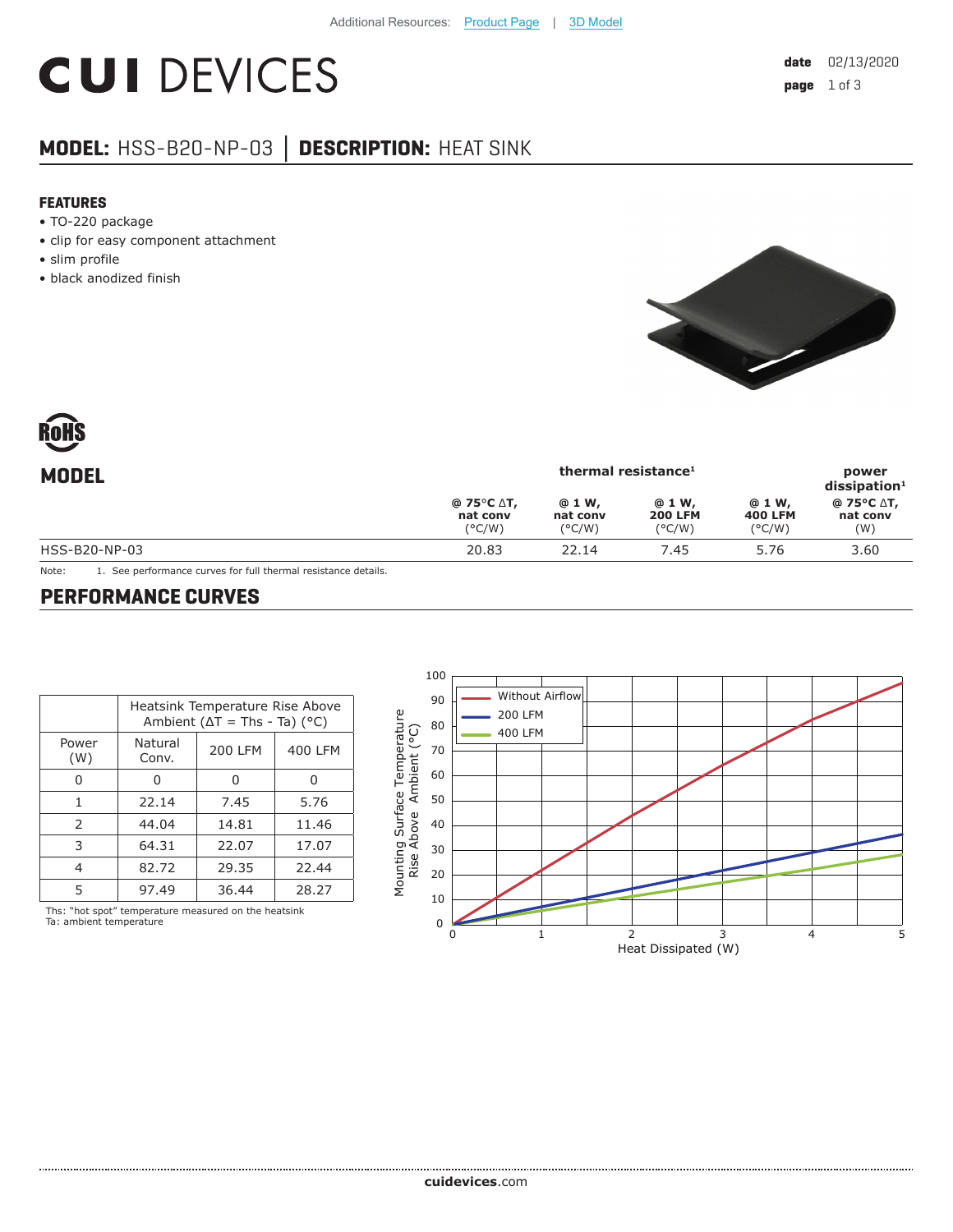Additional Resources: Product Page | 3D Model

# CUI DEVICES

**date** 02/13/2020

## MODEL: HSS-B20-NP-03 | DESCRIPTION: HEAT SINK

### FEATURES

- TO-220 package
- clip for easy component attachment
- slim profile
- black anodized finish

RoHS

| MODEL | thermal resistance[1] | | | | power dissipation[1] |
|---|---|---|---|---|---|
| | @ 75°C ΔT, nat conv (°C/W) | @ 1 W, nat conv (°C/W) | @ 1 W, 200 LFM (°C/W) | @ 1 W, 400 LFM (°C/W) | @ 75°C ΔT, nat conv (W) |
| HSS-B20-NP-03 | 20.83 | 22.14 | 7.45 | 5.76 | 3.60 |

Note: 1. See performance curves for full thermal resistance details.

## PERFORMANCE CURVES

| | Heatsink Temperature Rise Above Ambient (ΔT = Ths - Ta) (°C) | | |
|---|---|---|---|
| Power (W) | Natural Conv. | 200 LFM | 400 LFM |
| 0 | 0 | 0 | 0 |
| 1 | 22.14 | 7.45 | 5.76 |
| 2 | 44.04 | 14.81 | 11.46 |
| 3 | 64.31 | 22.07 | 17.07 |
| 4 | 82.72 | 29.35 | 22.44 |
| 5 | 97.49 | 36.44 | 28.27 |

Ths: "hot spot" temperature measured on the heatsink
Ta: ambient temperature

cuidevices.com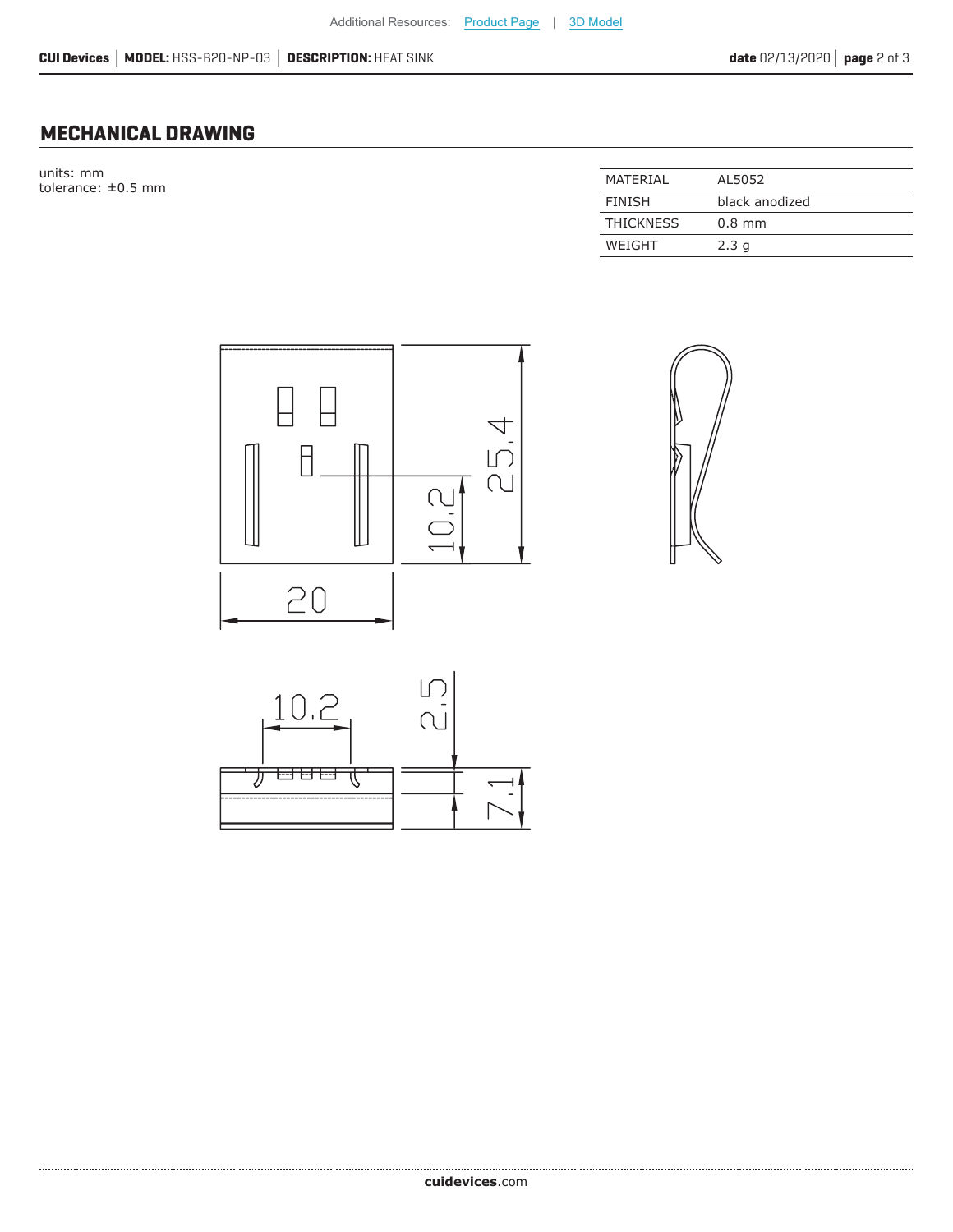## MECHANICAL DRAWING

units: mm
tolerance: ±0.5 mm

| MATERIAL | AL5052 |
|---|---|
| FINISH | black anodized |
| THICKNESS | 0.8 mm |
| WEIGHT | 2.3 g |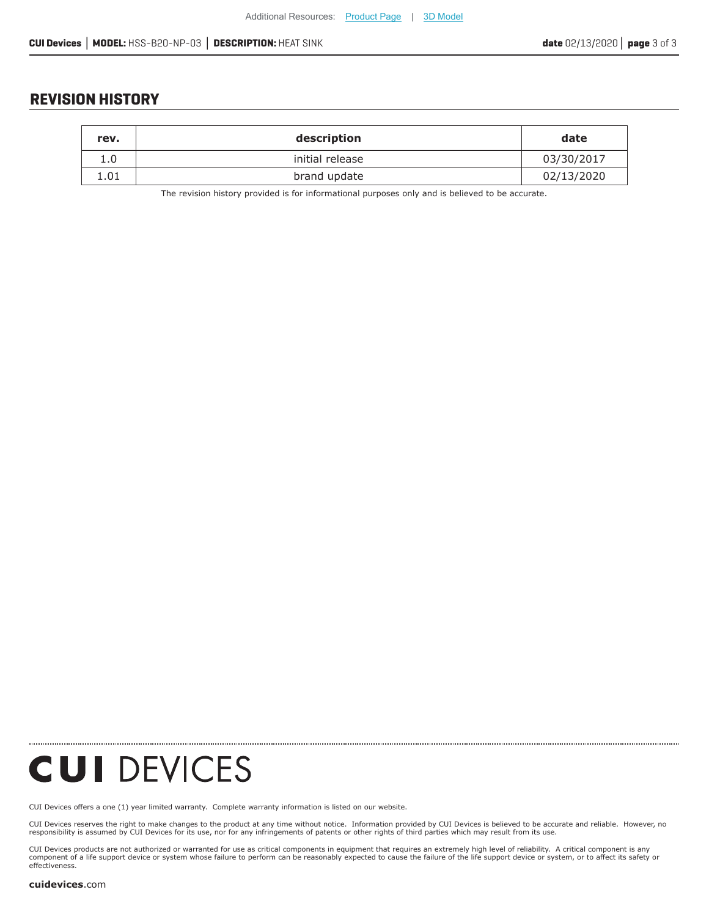## REVISION HISTORY

| rev. | description | date |
|---|---|---|
| 1.0 | initial release | 03/30/2017 |
| 1.01 | brand update | 02/13/2020 |

The revision history provided is for informational purposes only and is believed to be accurate.

**CUI** DEVICES

CUI Devices offers a one (1) year limited warranty. Complete warranty information is listed on our website.

CUI Devices reserves the right to make changes to the product at any time without notice. Information provided by CUI Devices is believed to be accurate and reliable. However, no responsibility is assumed by CUI Devices for its use, nor for any infringements of patents or other rights of third parties which may result from its use.

CUI Devices products are not authorized or warranted for use as critical components in equipment that requires an extremely high level of reliability. A critical component is any component of a life support device or system whose failure to perform can be reasonably expected to cause the failure of the life support device or system, or to affect its safety or effectiveness.

**cuidevices**.com